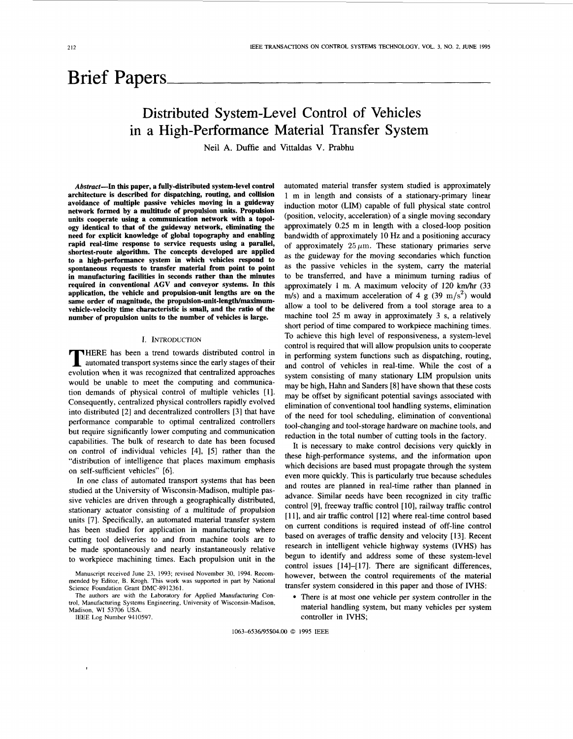# Brief Papers

## Distributed System-Level Control of Vehicles in a High-Performance Material Transfer System

Neil A. Duffie and Vittaldas V. Prabhu

***Abstract*—In this paper, a fully-distributed system-level control architecture is described for dispatching, routing, and collision avoidance of multiple passive vehicles moving in a guideway network formed by a multitude of propulsion units. Propulsion units cooperate using a communication network with a topology identical to that of the guideway network, eliminating the need for explicit knowledge of global topography and enabling rapid real-time response to service requests using a parallel, shortest-route algorithm. The concepts developed are applied to a high-performance system in which vehicles respond to spontaneous requests to transfer material from point to point in manufacturing facilities in seconds rather than the minutes required in conventional AGV and conveyor systems. In this application, the vehicle and propulsion-unit lengths are on the same order of magnitude, the propulsion-unit-length/maximum-vehicle-velocity time characteristic is small, and the ratio of the number of propulsion units to the number of vehicles is large.**

### I. Introduction

THERE has been a trend towards distributed control in automated transport systems since the early stages of their evolution when it was recognized that centralized approaches would be unable to meet the computing and communication demands of physical control of multiple vehicles [1]. Consequently, centralized physical controllers rapidly evolved into distributed [2] and decentralized controllers [3] that have performance comparable to optimal centralized controllers but require significantly lower computing and communication capabilities. The bulk of research to date has been focused on control of individual vehicles [4], [5] rather than the "distribution of intelligence that places maximum emphasis on self-sufficient vehicles" [6].

In one class of automated transport systems that has been studied at the University of Wisconsin-Madison, multiple passive vehicles are driven through a geographically distributed, stationary actuator consisting of a multitude of propulsion units [7]. Specifically, an automated material transfer system has been studied for application in manufacturing where cutting tool deliveries to and from machine tools are to be made spontaneously and nearly instantaneously relative to workpiece machining times. Each propulsion unit in the automated material transfer system studied is approximately 1 m in length and consists of a stationary-primary linear induction motor (LIM) capable of full physical state control (position, velocity, acceleration) of a single moving secondary approximately 0.25 m in length with a closed-loop position bandwidth of approximately 10 Hz and a positioning accuracy of approximately 25 $\mu$m. These stationary primaries serve as the guideway for the moving secondaries which function as the passive vehicles in the system, carry the material to be transferred, and have a minimum turning radius of approximately 1 m. A maximum velocity of 120 km/hr (33 m/s) and a maximum acceleration of 4 g (39 m/s$^2$) would allow a tool to be delivered from a tool storage area to a machine tool 25 m away in approximately 3 s, a relatively short period of time compared to workpiece machining times. To achieve this high level of responsiveness, a system-level control is required that will allow propulsion units to cooperate in performing system functions such as dispatching, routing, and control of vehicles in real-time. While the cost of a system consisting of many stationary LIM propulsion units may be high, Hahn and Sanders [8] have shown that these costs may be offset by significant potential savings associated with elimination of conventional tool handling systems, elimination of the need for tool scheduling, elimination of conventional tool-changing and tool-storage hardware on machine tools, and reduction in the total number of cutting tools in the factory.

It is necessary to make control decisions very quickly in these high-performance systems, and the information upon which decisions are based must propagate through the system even more quickly. This is particularly true because schedules and routes are planned in real-time rather than planned in advance. Similar needs have been recognized in city traffic control [9], freeway traffic control [10], railway traffic control [11], and air traffic control [12] where real-time control based on current conditions is required instead of off-line control based on averages of traffic density and velocity [13]. Recent research in intelligent vehicle highway systems (IVHS) has begun to identify and address some of these system-level control issues [14]–[17]. There are significant differences, however, between the control requirements of the material transfer system considered in this paper and those of IVHS:

- There is at most one vehicle per system controller in the material handling system, but many vehicles per system controller in IVHS;

Manuscript received June 23, 1993; revised November 30, 1994. Recommended by Editor, B. Krogh. This work was supported in part by National Science Foundation Grant DMC-8912361.

The authors are with the Laboratory for Applied Manufacturing Control, Manufacturing Systems Engineering, University of Wisconsin-Madison, Madison, WI 53706 USA.

IEEE Log Number 9410597.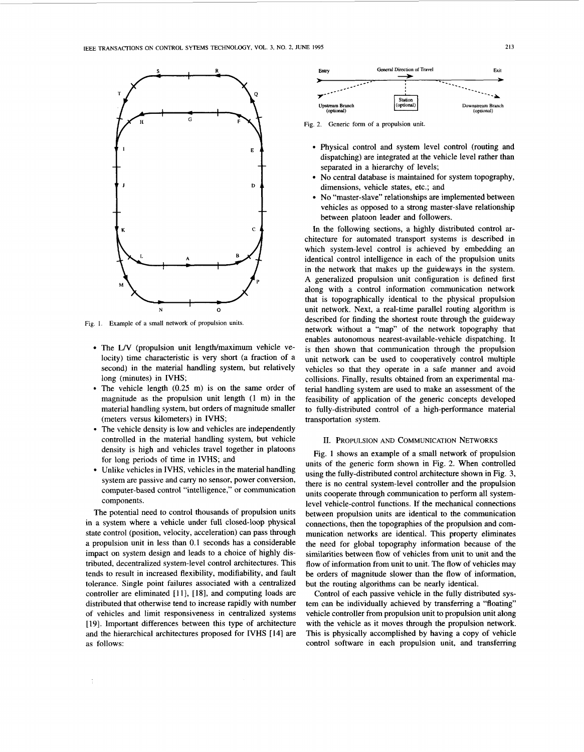S R T Q H G F I E J D K C L A B M P N O

Fig. 1. Example of a small network of propulsion units.

- The L/V (propulsion unit length/maximum vehicle velocity) time characteristic is very short (a fraction of a second) in the material handling system, but relatively long (minutes) in IVHS;
- The vehicle length (0.25 m) is on the same order of magnitude as the propulsion unit length (1 m) in the material handling system, but orders of magnitude smaller (meters versus kilometers) in IVHS;
- The vehicle density is low and vehicles are independently controlled in the material handling system, but vehicle density is high and vehicles travel together in platoons for long periods of time in IVHS; and
- Unlike vehicles in IVHS, vehicles in the material handling system are passive and carry no sensor, power conversion, computer-based control "intelligence," or communication components.

The potential need to control thousands of propulsion units in a system where a vehicle under full closed-loop physical state control (position, velocity, acceleration) can pass through a propulsion unit in less than 0.1 seconds has a considerable impact on system design and leads to a choice of highly distributed, decentralized system-level control architectures. This tends to result in increased flexibility, modifiability, and fault tolerance. Single point failures associated with a centralized controller are eliminated [11], [18], and computing loads are distributed that otherwise tend to increase rapidly with number of vehicles and limit responsiveness in centralized systems [19]. Important differences between this type of architecture and the hierarchical architectures proposed for IVHS [14] are as follows:

Entry General Direction of Travel Exit

Upstream Branch (optional) Station (optional) Downstream Branch (optional)

Fig. 2. Generic form of a propulsion unit.

- Physical control and system level control (routing and dispatching) are integrated at the vehicle level rather than separated in a hierarchy of levels;
- No central database is maintained for system topography, dimensions, vehicle states, etc.; and
- No "master-slave" relationships are implemented between vehicles as opposed to a strong master-slave relationship between platoon leader and followers.

In the following sections, a highly distributed control architecture for automated transport systems is described in which system-level control is achieved by embedding an identical control intelligence in each of the propulsion units in the network that makes up the guideways in the system. A generalized propulsion unit configuration is defined first along with a control information communication network that is topographically identical to the physical propulsion unit network. Next, a real-time parallel routing algorithm is described for finding the shortest route through the guideway network without a "map" of the network topography that enables autonomous nearest-available-vehicle dispatching. It is then shown that communication through the propulsion unit network can be used to cooperatively control multiple vehicles so that they operate in a safe manner and avoid collisions. Finally, results obtained from an experimental material handling system are used to make an assessment of the feasibility of application of the generic concepts developed to fully-distributed control of a high-performance material transportation system.

## II. Propulsion and Communication Networks

Fig. 1 shows an example of a small network of propulsion units of the generic form shown in Fig. 2. When controlled using the fully-distributed control architecture shown in Fig. 3, there is no central system-level controller and the propulsion units cooperate through communication to perform all system-level vehicle-control functions. If the mechanical connections between propulsion units are identical to the communication connections, then the topographies of the propulsion and communication networks are identical. This property eliminates the need for global topography information because of the similarities between flow of vehicles from unit to unit and the flow of information from unit to unit. The flow of vehicles may be orders of magnitude slower than the flow of information, but the routing algorithms can be nearly identical.

Control of each passive vehicle in the fully distributed system can be individually achieved by transferring a "floating" vehicle controller from propulsion unit to propulsion unit along with the vehicle as it moves through the propulsion network. This is physically accomplished by having a copy of vehicle control software in each propulsion unit, and transferring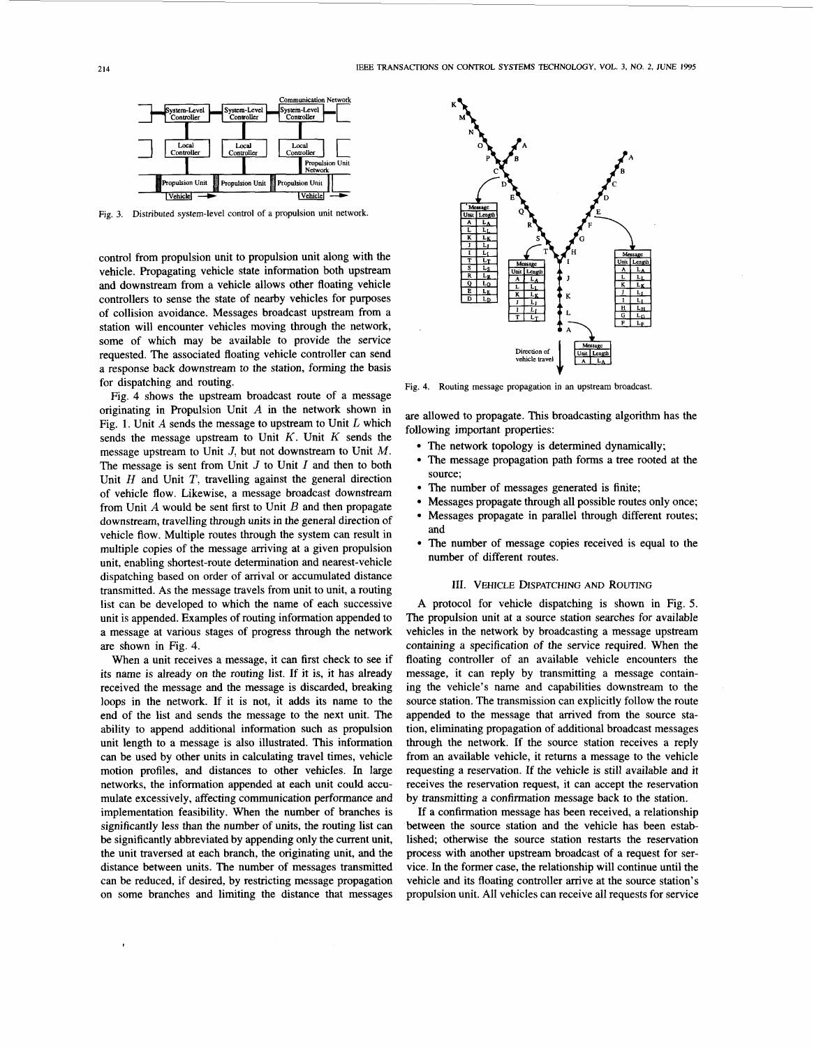Fig. 3. Distributed system-level control of a propulsion unit network.

control from propulsion unit to propulsion unit along with the vehicle. Propagating vehicle state information both upstream and downstream from a vehicle allows other floating vehicle controllers to sense the state of nearby vehicles for purposes of collision avoidance. Messages broadcast upstream from a station will encounter vehicles moving through the network, some of which may be available to provide the service requested. The associated floating vehicle controller can send a response back downstream to the station, forming the basis for dispatching and routing.

Fig. 4 shows the upstream broadcast route of a message originating in Propulsion Unit $A$ in the network shown in Fig. 1. Unit $A$ sends the message to upstream to Unit $L$ which sends the message upstream to Unit $K$. Unit $K$ sends the message upstream to Unit $J$, but not downstream to Unit $M$. The message is sent from Unit $J$ to Unit $I$ and then to both Unit $H$ and Unit $T$, travelling against the general direction of vehicle flow. Likewise, a message broadcast downstream from Unit $A$ would be sent first to Unit $B$ and then propagate downstream, travelling through units in the general direction of vehicle flow. Multiple routes through the system can result in multiple copies of the message arriving at a given propulsion unit, enabling shortest-route determination and nearest-vehicle dispatching based on order of arrival or accumulated distance transmitted. As the message travels from unit to unit, a routing list can be developed to which the name of each successive unit is appended. Examples of routing information appended to a message at various stages of progress through the network are shown in Fig. 4.

When a unit receives a message, it can first check to see if its name is already on the routing list. If it is, it has already received the message and the message is discarded, breaking loops in the network. If it is not, it adds its name to the end of the list and sends the message to the next unit. The ability to append additional information such as propulsion unit length to a message is also illustrated. This information can be used by other units in calculating travel times, vehicle motion profiles, and distances to other vehicles. In large networks, the information appended at each unit could accumulate excessively, affecting communication performance and implementation feasibility. When the number of branches is significantly less than the number of units, the routing list can be significantly abbreviated by appending only the current unit, the unit traversed at each branch, the originating unit, and the distance between units. The number of messages transmitted can be reduced, if desired, by restricting message propagation on some branches and limiting the distance that messages are allowed to propagate. This broadcasting algorithm has the following important properties:

- The network topology is determined dynamically;
- The message propagation path forms a tree rooted at the source;
- The number of messages generated is finite;
- Messages propagate through all possible routes only once;
- Messages propagate in parallel through different routes; and
- The number of message copies received is equal to the number of different routes.

Fig. 4. Routing message propagation in an upstream broadcast.

## III. Vehicle Dispatching and Routing

A protocol for vehicle dispatching is shown in Fig. 5. The propulsion unit at a source station searches for available vehicles in the network by broadcasting a message upstream containing a specification of the service required. When the floating controller of an available vehicle encounters the message, it can reply by transmitting a message containing the vehicle's name and capabilities downstream to the source station. The transmission can explicitly follow the route appended to the message that arrived from the source station, eliminating propagation of additional broadcast messages through the network. If the source station receives a reply from an available vehicle, it returns a message to the vehicle requesting a reservation. If the vehicle is still available and it receives the reservation request, it can accept the reservation by transmitting a confirmation message back to the station.

If a confirmation message has been received, a relationship between the source station and the vehicle has been established; otherwise the source station restarts the reservation process with another upstream broadcast of a request for service. In the former case, the relationship will continue until the vehicle and its floating controller arrive at the source station's propulsion unit. All vehicles can receive all requests for service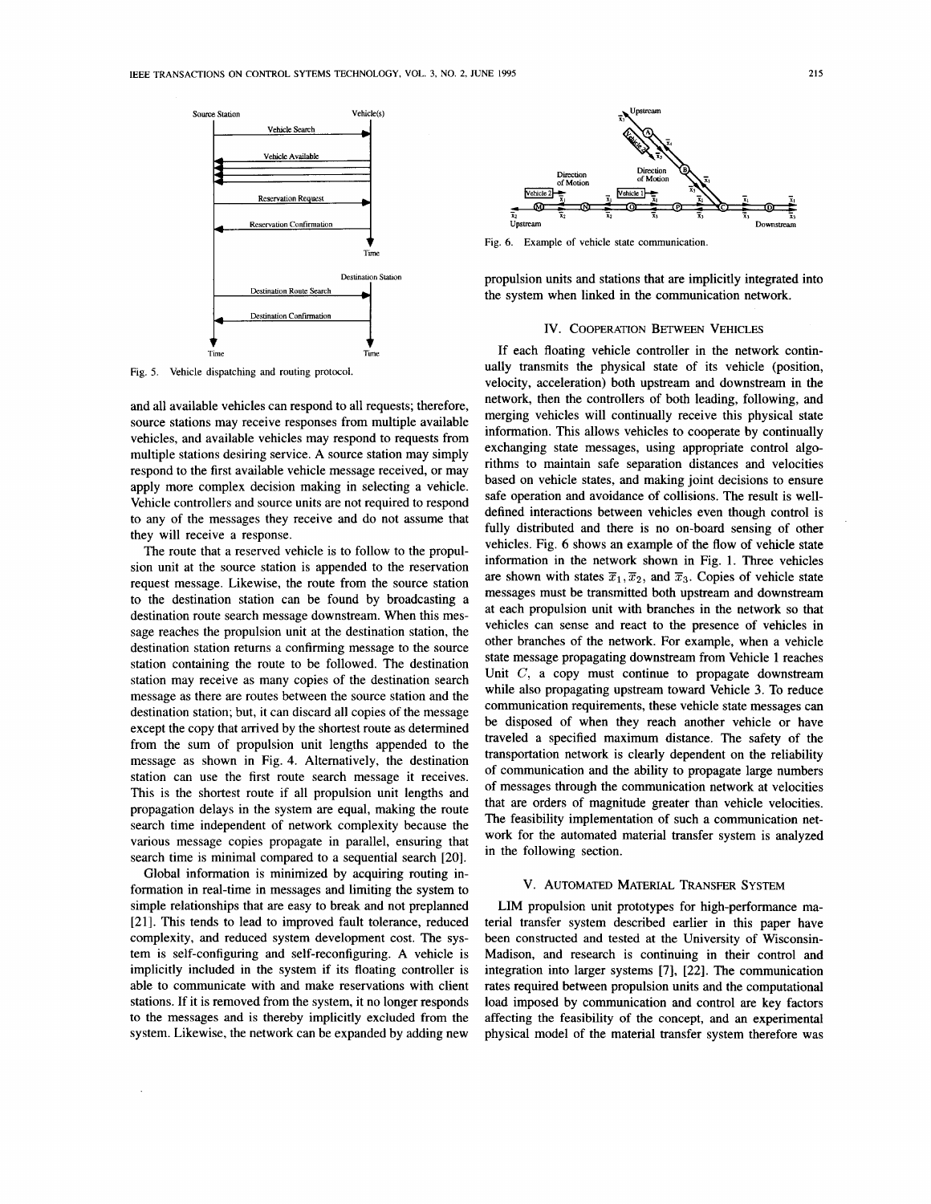Source Station

Vehicle(s)

Vehicle Search

Vehicle Available

Reservation Request

Reservation Confirmation

Time

Destination Station

Destination Route Search

Destination Confirmation

Time

Time

Fig. 5. Vehicle dispatching and routing protocol.

and all available vehicles can respond to all requests; therefore, source stations may receive responses from multiple available vehicles, and available vehicles may respond to requests from multiple stations desiring service. A source station may simply respond to the first available vehicle message received, or may apply more complex decision making in selecting a vehicle. Vehicle controllers and source units are not required to respond to any of the messages they receive and do not assume that they will receive a response.

The route that a reserved vehicle is to follow to the propulsion unit at the source station is appended to the reservation request message. Likewise, the route from the source station to the destination station can be found by broadcasting a destination route search message downstream. When this message reaches the propulsion unit at the destination station, the destination station returns a confirming message to the source station containing the route to be followed. The destination station may receive as many copies of the destination search message as there are routes between the source station and the destination station; but, it can discard all copies of the message except the copy that arrived by the shortest route as determined from the sum of propulsion unit lengths appended to the message as shown in Fig. 4. Alternatively, the destination station can use the first route search message it receives. This is the shortest route if all propulsion unit lengths and propagation delays in the system are equal, making the route search time independent of network complexity because the various message copies propagate in parallel, ensuring that search time is minimal compared to a sequential search [20].

Global information is minimized by acquiring routing information in real-time in messages and limiting the system to simple relationships that are easy to break and not preplanned [21]. This tends to lead to improved fault tolerance, reduced complexity, and reduced system development cost. The system is self-configuring and self-reconfiguring. A vehicle is implicitly included in the system if its floating controller is able to communicate with and make reservations with client stations. If it is removed from the system, it no longer responds to the messages and is thereby implicitly excluded from the system. Likewise, the network can be expanded by adding new

Upstream

Direction of Motion

Direction of Motion

Vehicle 2

Vehicle 1

Vehicle 3

Upstream

Downstream

Fig. 6. Example of vehicle state communication.

propulsion units and stations that are implicitly integrated into the system when linked in the communication network.

## IV. Cooperation Between Vehicles

If each floating vehicle controller in the network continually transmits the physical state of its vehicle (position, velocity, acceleration) both upstream and downstream in the network, then the controllers of both leading, following, and merging vehicles will continually receive this physical state information. This allows vehicles to cooperate by continually exchanging state messages, using appropriate control algorithms to maintain safe separation distances and velocities based on vehicle states, and making joint decisions to ensure safe operation and avoidance of collisions. The result is well-defined interactions between vehicles even though control is fully distributed and there is no on-board sensing of other vehicles. Fig. 6 shows an example of the flow of vehicle state information in the network shown in Fig. 1. Three vehicles are shown with states $\overline{x}_1, \overline{x}_2$, and $\overline{x}_3$. Copies of vehicle state messages must be transmitted both upstream and downstream at each propulsion unit with branches in the network so that vehicles can sense and react to the presence of vehicles in other branches of the network. For example, when a vehicle state message propagating downstream from Vehicle 1 reaches Unit $C$, a copy must continue to propagate downstream while also propagating upstream toward Vehicle 3. To reduce communication requirements, these vehicle state messages can be disposed of when they reach another vehicle or have traveled a specified maximum distance. The safety of the transportation network is clearly dependent on the reliability of communication and the ability to propagate large numbers of messages through the communication network at velocities that are orders of magnitude greater than vehicle velocities. The feasibility implementation of such a communication network for the automated material transfer system is analyzed in the following section.

## V. Automated Material Transfer System

LIM propulsion unit prototypes for high-performance material transfer system described earlier in this paper have been constructed and tested at the University of Wisconsin-Madison, and research is continuing in their control and integration into larger systems [7], [22]. The communication rates required between propulsion units and the computational load imposed by communication and control are key factors affecting the feasibility of the concept, and an experimental physical model of the material transfer system therefore was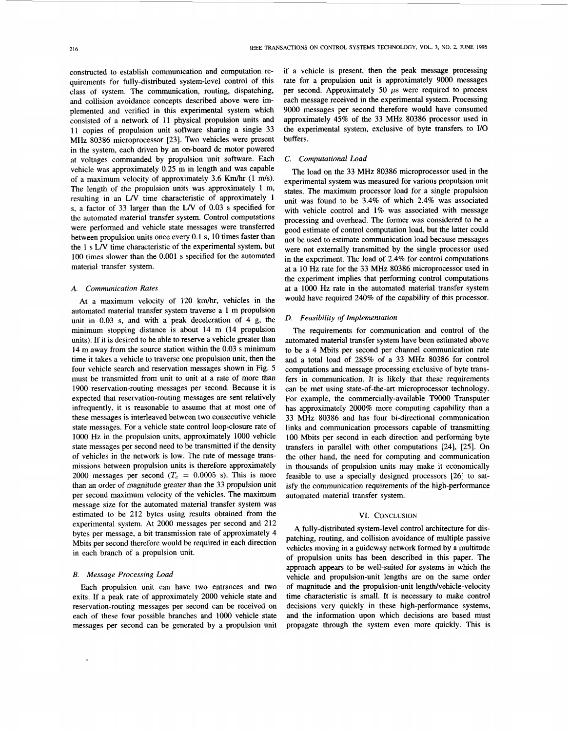constructed to establish communication and computation requirements for fully-distributed system-level control of this class of system. The communication, routing, dispatching, and collision avoidance concepts described above were implemented and verified in this experimental system which consisted of a network of 11 physical propulsion units and 11 copies of propulsion unit software sharing a single 33 MHz 80386 microprocessor [23]. Two vehicles were present in the system, each driven by an on-board dc motor powered at voltages commanded by propulsion unit software. Each vehicle was approximately 0.25 m in length and was capable of a maximum velocity of approximately 3.6 Km/hr (1 m/s). The length of the propulsion units was approximately 1 m, resulting in an L/V time characteristic of approximately 1 s, a factor of 33 larger than the L/V of 0.03 s specified for the automated material transfer system. Control computations were performed and vehicle state messages were transferred between propulsion units once every 0.1 s, 10 times faster than the 1 s L/V time characteristic of the experimental system, but 100 times slower than the 0.001 s specified for the automated material transfer system.

### A. Communication Rates

At a maximum velocity of 120 km/hr, vehicles in the automated material transfer system traverse a 1 m propulsion unit in 0.03 s, and with a peak deceleration of 4 g, the minimum stopping distance is about 14 m (14 propulsion units). If it is desired to be able to reserve a vehicle greater than 14 m away from the source station within the 0.03 s minimum time it takes a vehicle to traverse one propulsion unit, then the four vehicle search and reservation messages shown in Fig. 5 must be transmitted from unit to unit at a rate of more than 1900 reservation-routing messages per second. Because it is expected that reservation-routing messages are sent relatively infrequently, it is reasonable to assume that at most one of these messages is interleaved between two consecutive vehicle state messages. For a vehicle state control loop-closure rate of 1000 Hz in the propulsion units, approximately 1000 vehicle state messages per second need to be transmitted if the density of vehicles in the network is low. The rate of message transmissions between propulsion units is therefore approximately 2000 messages per second ($T_c = 0.0005$ s). This is more than an order of magnitude greater than the 33 propulsion unit per second maximum velocity of the vehicles. The maximum message size for the automated material transfer system was estimated to be 212 bytes using results obtained from the experimental system. At 2000 messages per second and 212 bytes per message, a bit transmission rate of approximately 4 Mbits per second therefore would be required in each direction in each branch of a propulsion unit.

### B. Message Processing Load

Each propulsion unit can have two entrances and two exits. If a peak rate of approximately 2000 vehicle state and reservation-routing messages per second can be received on each of these four possible branches and 1000 vehicle state messages per second can be generated by a propulsion unit if a vehicle is present, then the peak message processing rate for a propulsion unit is approximately 9000 messages per second. Approximately 50 $\mu$s were required to process each message received in the experimental system. Processing 9000 messages per second therefore would have consumed approximately 45% of the 33 MHz 80386 processor used in the experimental system, exclusive of byte transfers to I/O buffers.

### C. Computational Load

The load on the 33 MHz 80386 microprocessor used in the experimental system was measured for various propulsion unit states. The maximum processor load for a single propulsion unit was found to be 3.4% of which 2.4% was associated with vehicle control and 1% was associated with message processing and overhead. The former was considered to be a good estimate of control computation load, but the latter could not be used to estimate communication load because messages were not externally transmitted by the single processor used in the experiment. The load of 2.4% for control computations at a 10 Hz rate for the 33 MHz 80386 microprocessor used in the experiment implies that performing control computations at a 1000 Hz rate in the automated material transfer system would have required 240% of the capability of this processor.

### D. Feasibility of Implementation

The requirements for communication and control of the automated material transfer system have been estimated above to be a 4 Mbits per second per channel communication rate and a total load of 285% of a 33 MHz 80386 for control computations and message processing exclusive of byte transfers in communication. It is likely that these requirements can be met using state-of-the-art microprocessor technology. For example, the commercially-available T9000 Transputer has approximately 2000% more computing capability than a 33 MHz 80386 and has four bi-directional communication links and communication processors capable of transmitting 100 Mbits per second in each direction and performing byte transfers in parallel with other computations [24], [25]. On the other hand, the need for computing and communication in thousands of propulsion units may make it economically feasible to use a specially designed processors [26] to satisfy the communication requirements of the high-performance automated material transfer system.

## VI. Conclusion

A fully-distributed system-level control architecture for dispatching, routing, and collision avoidance of multiple passive vehicles moving in a guideway network formed by a multitude of propulsion units has been described in this paper. The approach appears to be well-suited for systems in which the vehicle and propulsion-unit lengths are on the same order of magnitude and the propulsion-unit-length/vehicle-velocity time characteristic is small. It is necessary to make control decisions very quickly in these high-performance systems, and the information upon which decisions are based must propagate through the system even more quickly. This is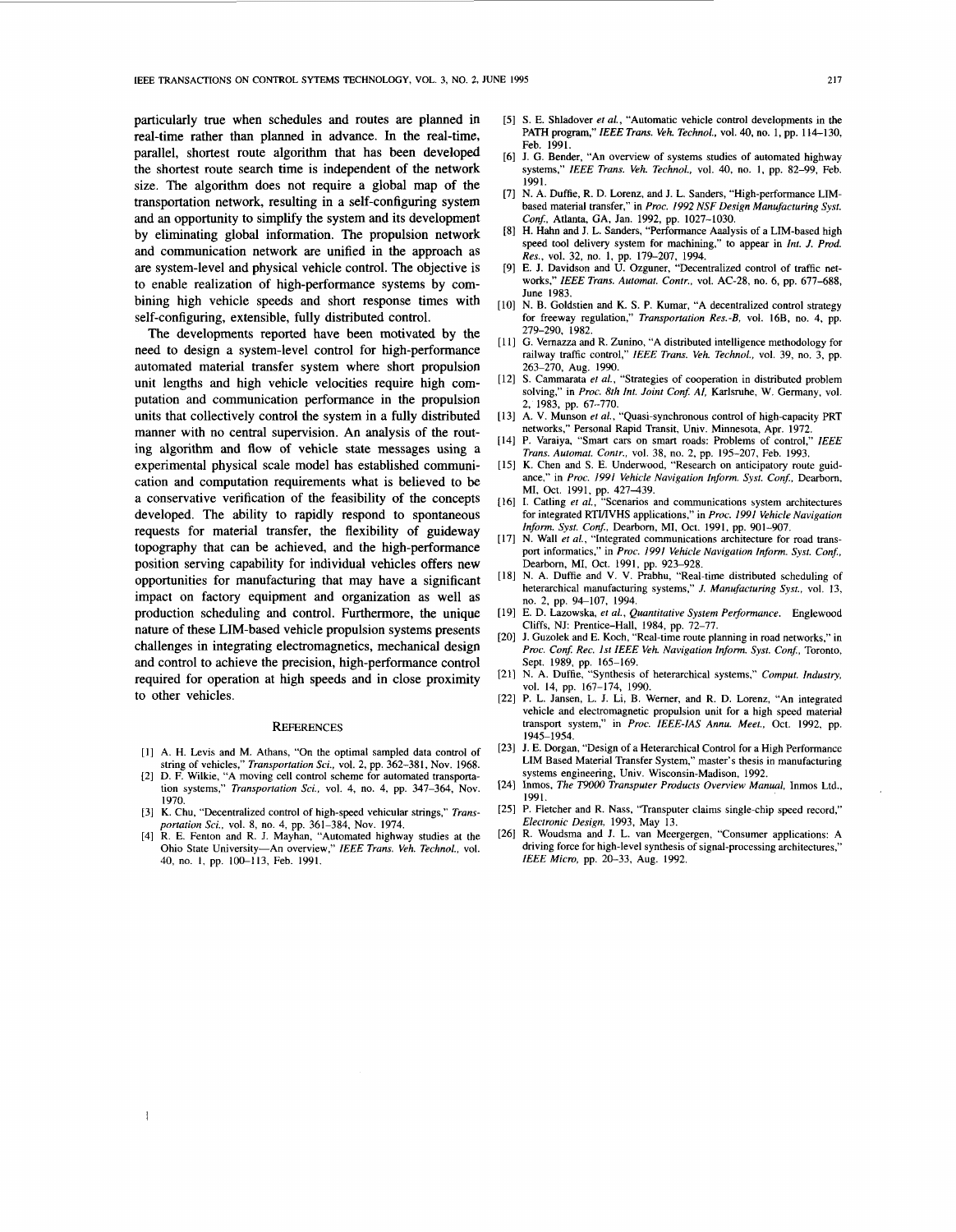particularly true when schedules and routes are planned in real-time rather than planned in advance. In the real-time, parallel, shortest route algorithm that has been developed the shortest route search time is independent of the network size. The algorithm does not require a global map of the transportation network, resulting in a self-configuring system and an opportunity to simplify the system and its development by eliminating global information. The propulsion network and communication network are unified in the approach as are system-level and physical vehicle control. The objective is to enable realization of high-performance systems by combining high vehicle speeds and short response times with self-configuring, extensible, fully distributed control.

The developments reported have been motivated by the need to design a system-level control for high-performance automated material transfer system where short propulsion unit lengths and high vehicle velocities require high computation and communication performance in the propulsion units that collectively control the system in a fully distributed manner with no central supervision. An analysis of the routing algorithm and flow of vehicle state messages using a experimental physical scale model has established communication and computation requirements what is believed to be a conservative verification of the feasibility of the concepts developed. The ability to rapidly respond to spontaneous requests for material transfer, the flexibility of guideway topography that can be achieved, and the high-performance position serving capability for individual vehicles offers new opportunities for manufacturing that may have a significant impact on factory equipment and organization as well as production scheduling and control. Furthermore, the unique nature of these LIM-based vehicle propulsion systems presents challenges in integrating electromagnetics, mechanical design and control to achieve the precision, high-performance control required for operation at high speeds and in close proximity to other vehicles.

## REFERENCES

[1] A. H. Levis and M. Athans, "On the optimal sampled data control of string of vehicles," *Transportation Sci.*, vol. 2, pp. 362–381, Nov. 1968.

[2] D. F. Wilkie, "A moving cell control scheme for automated transportation systems," *Transportation Sci.*, vol. 4, no. 4, pp. 347–364, Nov. 1970.

[3] K. Chu, "Decentralized control of high-speed vehicular strings," *Transportation Sci.*, vol. 8, no. 4, pp. 361–384, Nov. 1974.

[4] R. E. Fenton and R. J. Mayhan, "Automated highway studies at the Ohio State University—An overview," *IEEE Trans. Veh. Technol.*, vol. 40, no. 1, pp. 100–113, Feb. 1991.

[5] S. E. Shladover *et al.*, "Automatic vehicle control developments in the PATH program," *IEEE Trans. Veh. Technol.*, vol. 40, no. 1, pp. 114–130, Feb. 1991.

[6] J. G. Bender, "An overview of systems studies of automated highway systems," *IEEE Trans. Veh. Technol.*, vol. 40, no. 1, pp. 82–99, Feb. 1991.

[7] N. A. Duffie, R. D. Lorenz, and J. L. Sanders, "High-performance LIM-based material transfer," in *Proc. 1992 NSF Design Manufacturing Syst. Conf.*, Atlanta, GA, Jan. 1992, pp. 1027–1030.

[8] H. Hahn and J. L. Sanders, "Performance Aaalysis of a LIM-based high speed tool delivery system for machining," to appear in *Int. J. Prod. Res.*, vol. 32, no. 1, pp. 179–207, 1994.

[9] E. J. Davidson and U. Ozguner, "Decentralized control of traffic networks," *IEEE Trans. Automat. Contr.*, vol. AC-28, no. 6, pp. 677–688, June 1983.

[10] N. B. Goldstien and K. S. P. Kumar, "A decentralized control strategy for freeway regulation," *Transportation Res.-B*, vol. 16B, no. 4, pp. 279–290, 1982.

[11] G. Vernazza and R. Zunino, "A distributed intelligence methodology for railway traffic control," *IEEE Trans. Veh. Technol.*, vol. 39, no. 3, pp. 263–270, Aug. 1990.

[12] S. Cammarata *et al.*, "Strategies of cooperation in distributed problem solving," in *Proc. 8th Int. Joint Conf. AI*, Karlsruhe, W. Germany, vol. 2, 1983, pp. 67–770.

[13] A. V. Munson *et al.*, "Quasi-synchronous control of high-capacity PRT networks," Personal Rapid Transit, Univ. Minnesota, Apr. 1972.

[14] P. Varaiya, "Smart cars on smart roads: Problems of control," *IEEE Trans. Automat. Contr.*, vol. 38, no. 2, pp. 195–207, Feb. 1993.

[15] K. Chen and S. E. Underwood, "Research on anticipatory route guidance," in *Proc. 1991 Vehicle Navigation Inform. Syst. Conf.*, Dearborn, MI, Oct. 1991, pp. 427–439.

[16] I. Catling *et al.*, "Scenarios and communications system architectures for integrated RTI/IVHS applications," in *Proc. 1991 Vehicle Navigation Inform. Syst. Conf.*, Dearborn, MI, Oct. 1991, pp. 901–907.

[17] N. Wall *et al.*, "Integrated communications architecture for road transport informatics," in *Proc. 1991 Vehicle Navigation Inform. Syst. Conf.*, Dearborn, MI, Oct. 1991, pp. 923–928.

[18] N. A. Duffie and V. V. Prabhu, "Real-time distributed scheduling of heterarchical manufacturing systems," *J. Manufacturing Syst.*, vol. 13, no. 2, pp. 94–107, 1994.

[19] E. D. Lazowska, *et al.*, *Quantitative System Performance*. Englewood Cliffs, NJ: Prentice-Hall, 1984, pp. 72–77.

[20] J. Guzolek and E. Koch, "Real-time route planning in road networks," in *Proc. Conf. Rec. 1st IEEE Veh. Navigation Inform. Syst. Conf.*, Toronto, Sept. 1989, pp. 165–169.

[21] N. A. Duffie, "Synthesis of heterarchical systems," *Comput. Industry*, vol. 14, pp. 167–174, 1990.

[22] P. L. Jansen, L. J. Li, B. Werner, and R. D. Lorenz, "An integrated vehicle and electromagnetic propulsion unit for a high speed material transport system," in *Proc. IEEE-IAS Annu. Meet.*, Oct. 1992, pp. 1945–1954.

[23] J. E. Dorgan, "Design of a Heterarchical Control for a High Performance LIM Based Material Transfer System," master's thesis in manufacturing systems engineering, Univ. Wisconsin-Madison, 1992.

[24] Inmos, *The T9000 Transputer Products Overview Manual*, Inmos Ltd., 1991.

[25] P. Fletcher and R. Nass, "Transputer claims single-chip speed record," *Electronic Design*, 1993, May 13.

[26] R. Woudsma and J. L. van Meergergen, "Consumer applications: A driving force for high-level synthesis of signal-processing architectures," *IEEE Micro*, pp. 20–33, Aug. 1992.